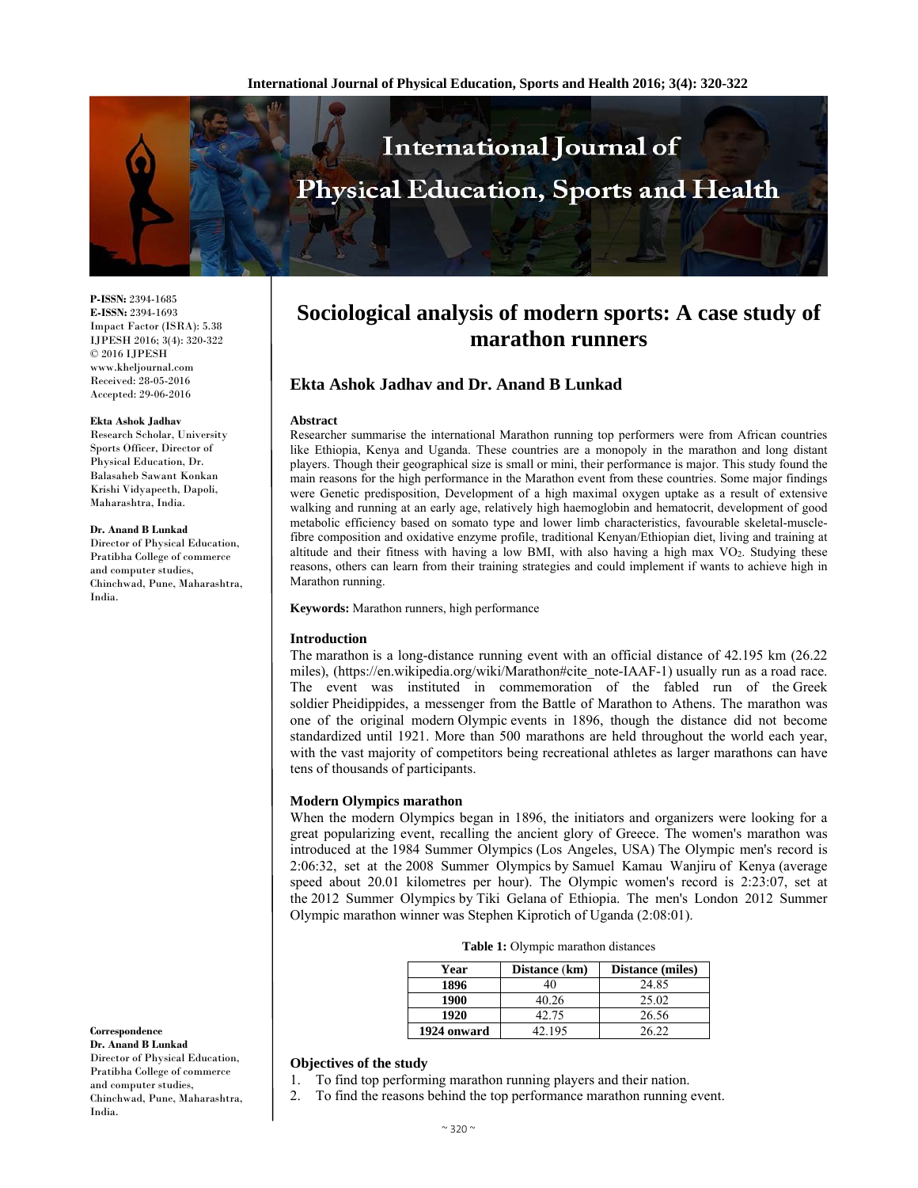# Sociological analysis of modern sports: A case study of marathon runners

**P-ISSN:** 2394-1685
**E-ISSN:** 2394-1693
Impact Factor (ISRA): 5.38
IJPESH 2016; 3(4): 320-322
© 2016 IJPESH
www.kheljournal.com
Received: 28-05-2016
Accepted: 29-06-2016

**Ekta Ashok Jadhav**
Research Scholar, University Sports Officer, Director of Physical Education, Dr. Balasaheb Sawant Konkan Krishi Vidyapeeth, Dapoli, Maharashtra, India.

**Dr. Anand B Lunkad**
Director of Physical Education, Pratibha College of commerce and computer studies, Chinchwad, Pune, Maharashtra, India.

**Correspondence**
**Dr. Anand B Lunkad**
Director of Physical Education, Pratibha College of commerce and computer studies, Chinchwad, Pune, Maharashtra, India.

## Ekta Ashok Jadhav and Dr. Anand B Lunkad

### Abstract

Researcher summarise the international Marathon running top performers were from African countries like Ethiopia, Kenya and Uganda. These countries are a monopoly in the marathon and long distant players. Though their geographical size is small or mini, their performance is major. This study found the main reasons for the high performance in the Marathon event from these countries. Some major findings were Genetic predisposition, Development of a high maximal oxygen uptake as a result of extensive walking and running at an early age, relatively high haemoglobin and hematocrit, development of good metabolic efficiency based on somato type and lower limb characteristics, favourable skeletal-muscle-fibre composition and oxidative enzyme profile, traditional Kenyan/Ethiopian diet, living and training at altitude and their fitness with having a low BMI, with also having a high max $VO_2$. Studying these reasons, others can learn from their training strategies and could implement if wants to achieve high in Marathon running.

**Keywords:** Marathon runners, high performance

### Introduction

The marathon is a long-distance running event with an official distance of 42.195 km (26.22 miles), (https://en.wikipedia.org/wiki/Marathon#cite_note-IAAF-1) usually run as a road race. The event was instituted in commemoration of the fabled run of the Greek soldier Pheidippides, a messenger from the Battle of Marathon to Athens. The marathon was one of the original modern Olympic events in 1896, though the distance did not become standardized until 1921. More than 500 marathons are held throughout the world each year, with the vast majority of competitors being recreational athletes as larger marathons can have tens of thousands of participants.

### Modern Olympics marathon

When the modern Olympics began in 1896, the initiators and organizers were looking for a great popularizing event, recalling the ancient glory of Greece. The women's marathon was introduced at the 1984 Summer Olympics (Los Angeles, USA) The Olympic men's record is 2:06:32, set at the 2008 Summer Olympics by Samuel Kamau Wanjiru of Kenya (average speed about 20.01 kilometres per hour). The Olympic women's record is 2:23:07, set at the 2012 Summer Olympics by Tiki Gelana of Ethiopia. The men's London 2012 Summer Olympic marathon winner was Stephen Kiprotich of Uganda (2:08:01).

**Table 1:** Olympic marathon distances

| Year | Distance (km) | Distance (miles) |
|---|---|---|
| **1896** | 40 | 24.85 |
| **1900** | 40.26 | 25.02 |
| **1920** | 42.75 | 26.56 |
| **1924 onward** | 42.195 | 26.22 |

### Objectives of the study

1. To find top performing marathon running players and their nation.
2. To find the reasons behind the top performance marathon running event.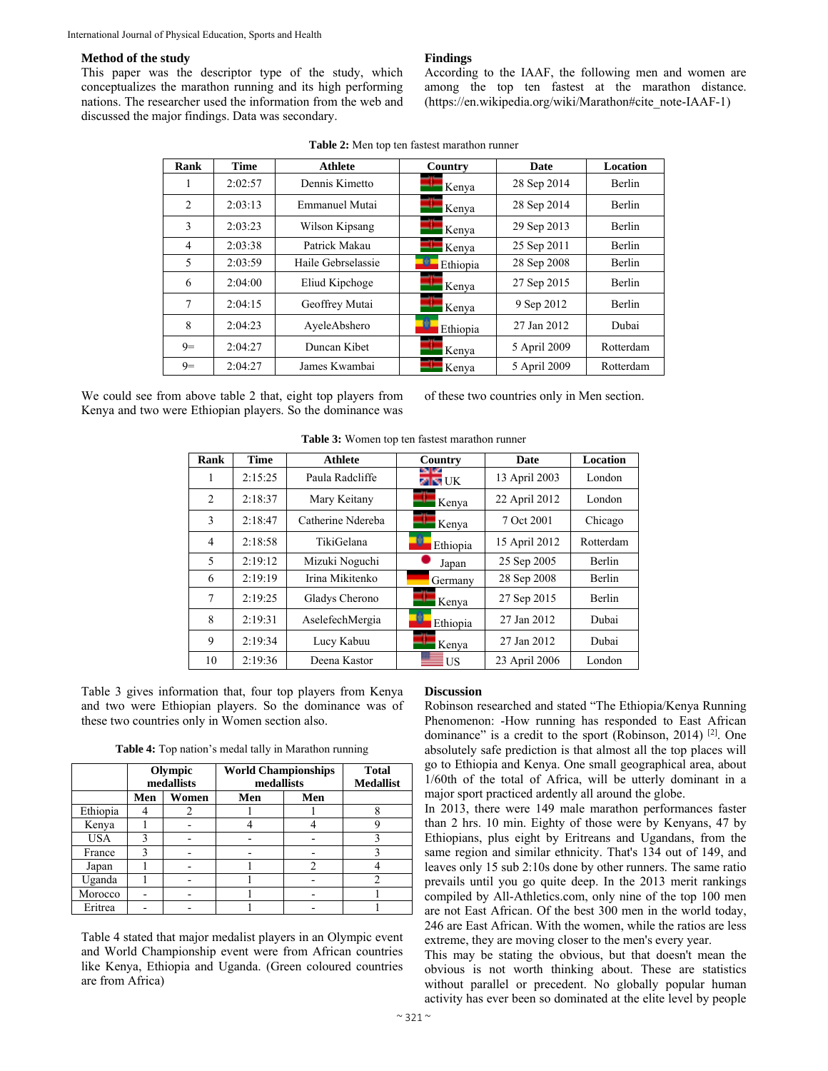## Method of the study

This paper was the descriptor type of the study, which conceptualizes the marathon running and its high performing nations. The researcher used the information from the web and discussed the major findings. Data was secondary.

## Findings

According to the IAAF, the following men and women are among the top ten fastest at the marathon distance. (https://en.wikipedia.org/wiki/Marathon#cite_note-IAAF-1)

**Table 2:** Men top ten fastest marathon runner

| Rank | Time | Athlete | Country | Date | Location |
|---|---|---|---|---|---|
| 1 | 2:02:57 | Dennis Kimetto | Kenya | 28 Sep 2014 | Berlin |
| 2 | 2:03:13 | Emmanuel Mutai | Kenya | 28 Sep 2014 | Berlin |
| 3 | 2:03:23 | Wilson Kipsang | Kenya | 29 Sep 2013 | Berlin |
| 4 | 2:03:38 | Patrick Makau | Kenya | 25 Sep 2011 | Berlin |
| 5 | 2:03:59 | Haile Gebrselassie | Ethiopia | 28 Sep 2008 | Berlin |
| 6 | 2:04:00 | Eliud Kipchoge | Kenya | 27 Sep 2015 | Berlin |
| 7 | 2:04:15 | Geoffrey Mutai | Kenya | 9 Sep 2012 | Berlin |
| 8 | 2:04:23 | AyeleAbshero | Ethiopia | 27 Jan 2012 | Dubai |
| 9= | 2:04:27 | Duncan Kibet | Kenya | 5 April 2009 | Rotterdam |
| 9= | 2:04:27 | James Kwambai | Kenya | 5 April 2009 | Rotterdam |

We could see from above table 2 that, eight top players from Kenya and two were Ethiopian players. So the dominance was of these two countries only in Men section.

**Table 3:** Women top ten fastest marathon runner

| Rank | Time | Athlete | Country | Date | Location |
|---|---|---|---|---|---|
| 1 | 2:15:25 | Paula Radcliffe | UK | 13 April 2003 | London |
| 2 | 2:18:37 | Mary Keitany | Kenya | 22 April 2012 | London |
| 3 | 2:18:47 | Catherine Ndereba | Kenya | 7 Oct 2001 | Chicago |
| 4 | 2:18:58 | TikiGelana | Ethiopia | 15 April 2012 | Rotterdam |
| 5 | 2:19:12 | Mizuki Noguchi | Japan | 25 Sep 2005 | Berlin |
| 6 | 2:19:19 | Irina Mikitenko | Germany | 28 Sep 2008 | Berlin |
| 7 | 2:19:25 | Gladys Cherono | Kenya | 27 Sep 2015 | Berlin |
| 8 | 2:19:31 | AselefechMergia | Ethiopia | 27 Jan 2012 | Dubai |
| 9 | 2:19:34 | Lucy Kabuu | Kenya | 27 Jan 2012 | Dubai |
| 10 | 2:19:36 | Deena Kastor | US | 23 April 2006 | London |

Table 3 gives information that, four top players from Kenya and two were Ethiopian players. So the dominance was of these two countries only in Women section also.

**Table 4:** Top nation's medal tally in Marathon running

| | Olympic medallists | | World Championships medallists | | Total Medallist |
|---|---|---|---|---|---|
| | Men | Women | Men | Men | |
| Ethiopia | 4 | 2 | 1 | 1 | 8 |
| Kenya | 1 | - | 4 | 4 | 9 |
| USA | 3 | - | - | - | 3 |
| France | 3 | - | - | - | 3 |
| Japan | 1 | - | 1 | 2 | 4 |
| Uganda | 1 | - | 1 | - | 2 |
| Morocco | - | - | 1 | - | 1 |
| Eritrea | - | - | 1 | - | 1 |

Table 4 stated that major medalist players in an Olympic event and World Championship event were from African countries like Kenya, Ethiopia and Uganda. (Green coloured countries are from Africa)

## Discussion

Robinson researched and stated "The Ethiopia/Kenya Running Phenomenon: -How running has responded to East African dominance" is a credit to the sport (Robinson, 2014) [2]. One absolutely safe prediction is that almost all the top places will go to Ethiopia and Kenya. One small geographical area, about 1/60th of the total of Africa, will be utterly dominant in a major sport practiced ardently all around the globe.

In 2013, there were 149 male marathon performances faster than 2 hrs. 10 min. Eighty of those were by Kenyans, 47 by Ethiopians, plus eight by Eritreans and Ugandans, from the same region and similar ethnicity. That's 134 out of 149, and leaves only 15 sub 2:10s done by other runners. The same ratio prevails until you go quite deep. In the 2013 merit rankings compiled by All-Athletics.com, only nine of the top 100 men are not East African. Of the best 300 men in the world today, 246 are East African. With the women, while the ratios are less extreme, they are moving closer to the men's every year.

This may be stating the obvious, but that doesn't mean the obvious is not worth thinking about. These are statistics without parallel or precedent. No globally popular human activity has ever been so dominated at the elite level by people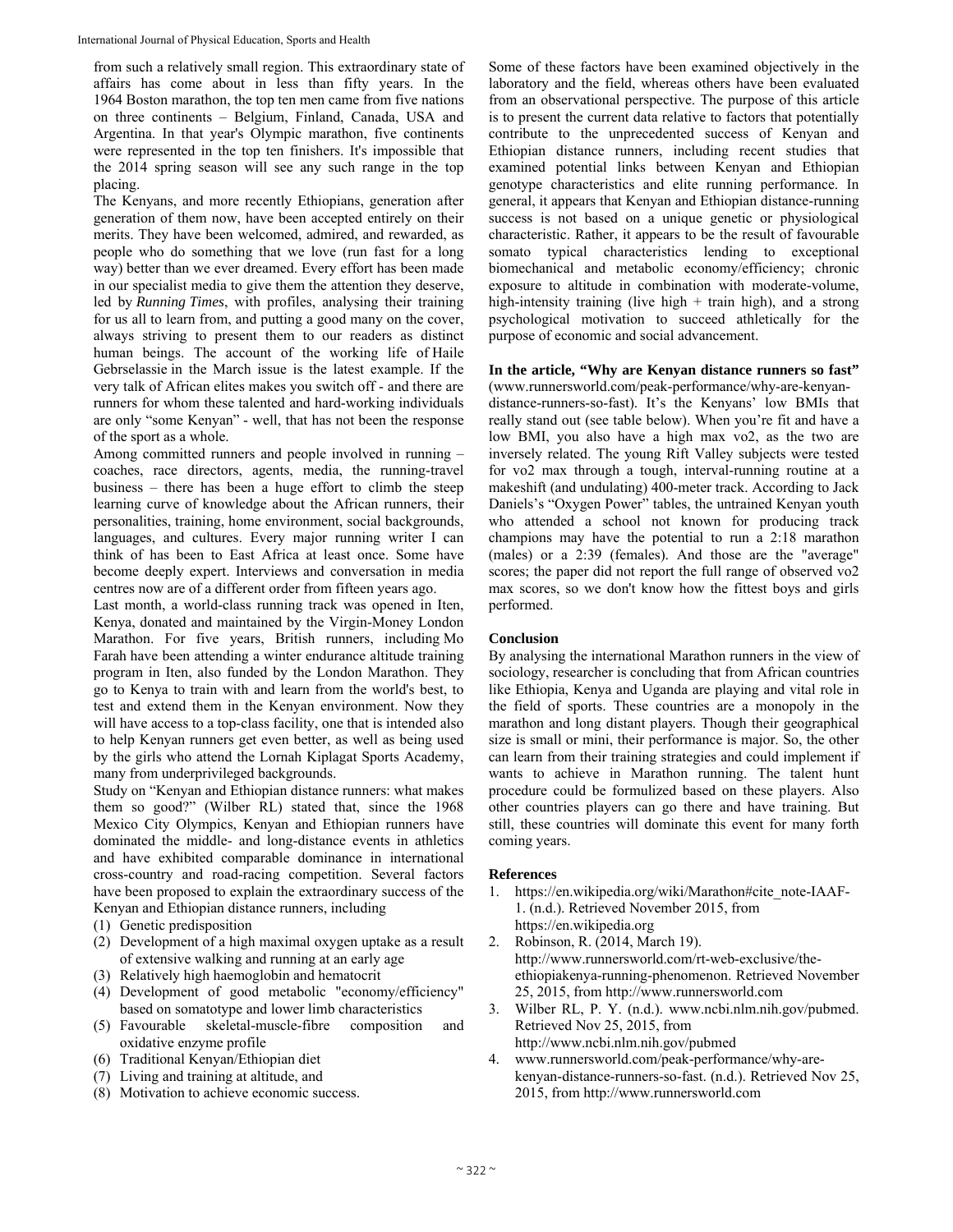from such a relatively small region. This extraordinary state of affairs has come about in less than fifty years. In the 1964 Boston marathon, the top ten men came from five nations on three continents – Belgium, Finland, Canada, USA and Argentina. In that year's Olympic marathon, five continents were represented in the top ten finishers. It's impossible that the 2014 spring season will see any such range in the top placing.

The Kenyans, and more recently Ethiopians, generation after generation of them now, have been accepted entirely on their merits. They have been welcomed, admired, and rewarded, as people who do something that we love (run fast for a long way) better than we ever dreamed. Every effort has been made in our specialist media to give them the attention they deserve, led by *Running Times*, with profiles, analysing their training for us all to learn from, and putting a good many on the cover, always striving to present them to our readers as distinct human beings. The account of the working life of Haile Gebrselassie in the March issue is the latest example. If the very talk of African elites makes you switch off - and there are runners for whom these talented and hard-working individuals are only "some Kenyan" - well, that has not been the response of the sport as a whole.

Among committed runners and people involved in running – coaches, race directors, agents, media, the running-travel business – there has been a huge effort to climb the steep learning curve of knowledge about the African runners, their personalities, training, home environment, social backgrounds, languages, and cultures. Every major running writer I can think of has been to East Africa at least once. Some have become deeply expert. Interviews and conversation in media centres now are of a different order from fifteen years ago.

Last month, a world-class running track was opened in Iten, Kenya, donated and maintained by the Virgin-Money London Marathon. For five years, British runners, including Mo Farah have been attending a winter endurance altitude training program in Iten, also funded by the London Marathon. They go to Kenya to train with and learn from the world's best, to test and extend them in the Kenyan environment. Now they will have access to a top-class facility, one that is intended also to help Kenyan runners get even better, as well as being used by the girls who attend the Lornah Kiplagat Sports Academy, many from underprivileged backgrounds.

Study on "Kenyan and Ethiopian distance runners: what makes them so good?" (Wilber RL) stated that, since the 1968 Mexico City Olympics, Kenyan and Ethiopian runners have dominated the middle- and long-distance events in athletics and have exhibited comparable dominance in international cross-country and road-racing competition. Several factors have been proposed to explain the extraordinary success of the Kenyan and Ethiopian distance runners, including

(1) Genetic predisposition
(2) Development of a high maximal oxygen uptake as a result of extensive walking and running at an early age
(3) Relatively high haemoglobin and hematocrit
(4) Development of good metabolic "economy/efficiency" based on somatotype and lower limb characteristics
(5) Favourable skeletal-muscle-fibre composition and oxidative enzyme profile
(6) Traditional Kenyan/Ethiopian diet
(7) Living and training at altitude, and
(8) Motivation to achieve economic success.

Some of these factors have been examined objectively in the laboratory and the field, whereas others have been evaluated from an observational perspective. The purpose of this article is to present the current data relative to factors that potentially contribute to the unprecedented success of Kenyan and Ethiopian distance runners, including recent studies that examined potential links between Kenyan and Ethiopian genotype characteristics and elite running performance. In general, it appears that Kenyan and Ethiopian distance-running success is not based on a unique genetic or physiological characteristic. Rather, it appears to be the result of favourable somato typical characteristics lending to exceptional biomechanical and metabolic economy/efficiency; chronic exposure to altitude in combination with moderate-volume, high-intensity training (live high + train high), and a strong psychological motivation to succeed athletically for the purpose of economic and social advancement.

**In the article, "Why are Kenyan distance runners so fast"** (www.runnersworld.com/peak-performance/why-are-kenyan-distance-runners-so-fast). It's the Kenyans' low BMIs that really stand out (see table below). When you're fit and have a low BMI, you also have a high max vo2, as the two are inversely related. The young Rift Valley subjects were tested for vo2 max through a tough, interval-running routine at a makeshift (and undulating) 400-meter track. According to Jack Daniels's "Oxygen Power" tables, the untrained Kenyan youth who attended a school not known for producing track champions may have the potential to run a 2:18 marathon (males) or a 2:39 (females). And those are the "average" scores; the paper did not report the full range of observed vo2 max scores, so we don't know how the fittest boys and girls performed.

## Conclusion

By analysing the international Marathon runners in the view of sociology, researcher is concluding that from African countries like Ethiopia, Kenya and Uganda are playing and vital role in the field of sports. These countries are a monopoly in the marathon and long distant players. Though their geographical size is small or mini, their performance is major. So, the other can learn from their training strategies and could implement if wants to achieve in Marathon running. The talent hunt procedure could be formulized based on these players. Also other countries players can go there and have training. But still, these countries will dominate this event for many forth coming years.

## References

1. https://en.wikipedia.org/wiki/Marathon#cite_note-IAAF-1. (n.d.). Retrieved November 2015, from https://en.wikipedia.org
2. Robinson, R. (2014, March 19). http://www.runnersworld.com/rt-web-exclusive/the-ethiopiakenya-running-phenomenon. Retrieved November 25, 2015, from http://www.runnersworld.com
3. Wilber RL, P. Y. (n.d.). www.ncbi.nlm.nih.gov/pubmed. Retrieved Nov 25, 2015, from http://www.ncbi.nlm.nih.gov/pubmed
4. www.runnersworld.com/peak-performance/why-are-kenyan-distance-runners-so-fast. (n.d.). Retrieved Nov 25, 2015, from http://www.runnersworld.com